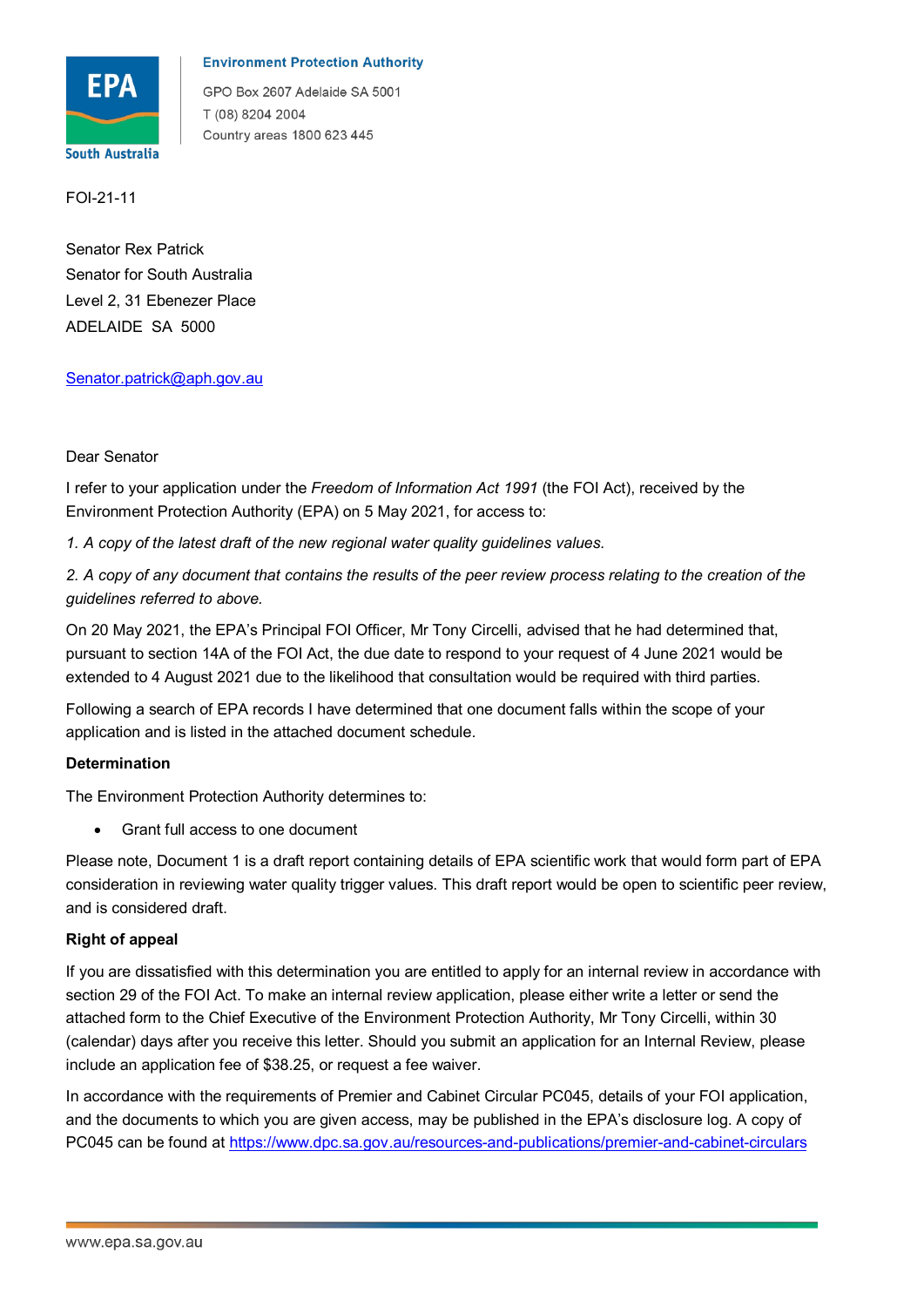**Environment Protection Authority**

GPO Box 2607 Adelaide SA 5001
T (08) 8204 2004
Country areas 1800 623 445

FOI-21-11

Senator Rex Patrick
Senator for South Australia
Level 2, 31 Ebenezer Place
ADELAIDE SA 5000

Senator.patrick@aph.gov.au

Dear Senator

I refer to your application under the *Freedom of Information Act 1991* (the FOI Act), received by the Environment Protection Authority (EPA) on 5 May 2021, for access to:

*1. A copy of the latest draft of the new regional water quality guidelines values.*

*2. A copy of any document that contains the results of the peer review process relating to the creation of the guidelines referred to above.*

On 20 May 2021, the EPA's Principal FOI Officer, Mr Tony Circelli, advised that he had determined that, pursuant to section 14A of the FOI Act, the due date to respond to your request of 4 June 2021 would be extended to 4 August 2021 due to the likelihood that consultation would be required with third parties.

Following a search of EPA records I have determined that one document falls within the scope of your application and is listed in the attached document schedule.

**Determination**

The Environment Protection Authority determines to:

- Grant full access to one document

Please note, Document 1 is a draft report containing details of EPA scientific work that would form part of EPA consideration in reviewing water quality trigger values. This draft report would be open to scientific peer review, and is considered draft.

**Right of appeal**

If you are dissatisfied with this determination you are entitled to apply for an internal review in accordance with section 29 of the FOI Act. To make an internal review application, please either write a letter or send the attached form to the Chief Executive of the Environment Protection Authority, Mr Tony Circelli, within 30 (calendar) days after you receive this letter. Should you submit an application for an Internal Review, please include an application fee of $38.25, or request a fee waiver.

In accordance with the requirements of Premier and Cabinet Circular PC045, details of your FOI application, and the documents to which you are given access, may be published in the EPA's disclosure log. A copy of PC045 can be found at https://www.dpc.sa.gov.au/resources-and-publications/premier-and-cabinet-circulars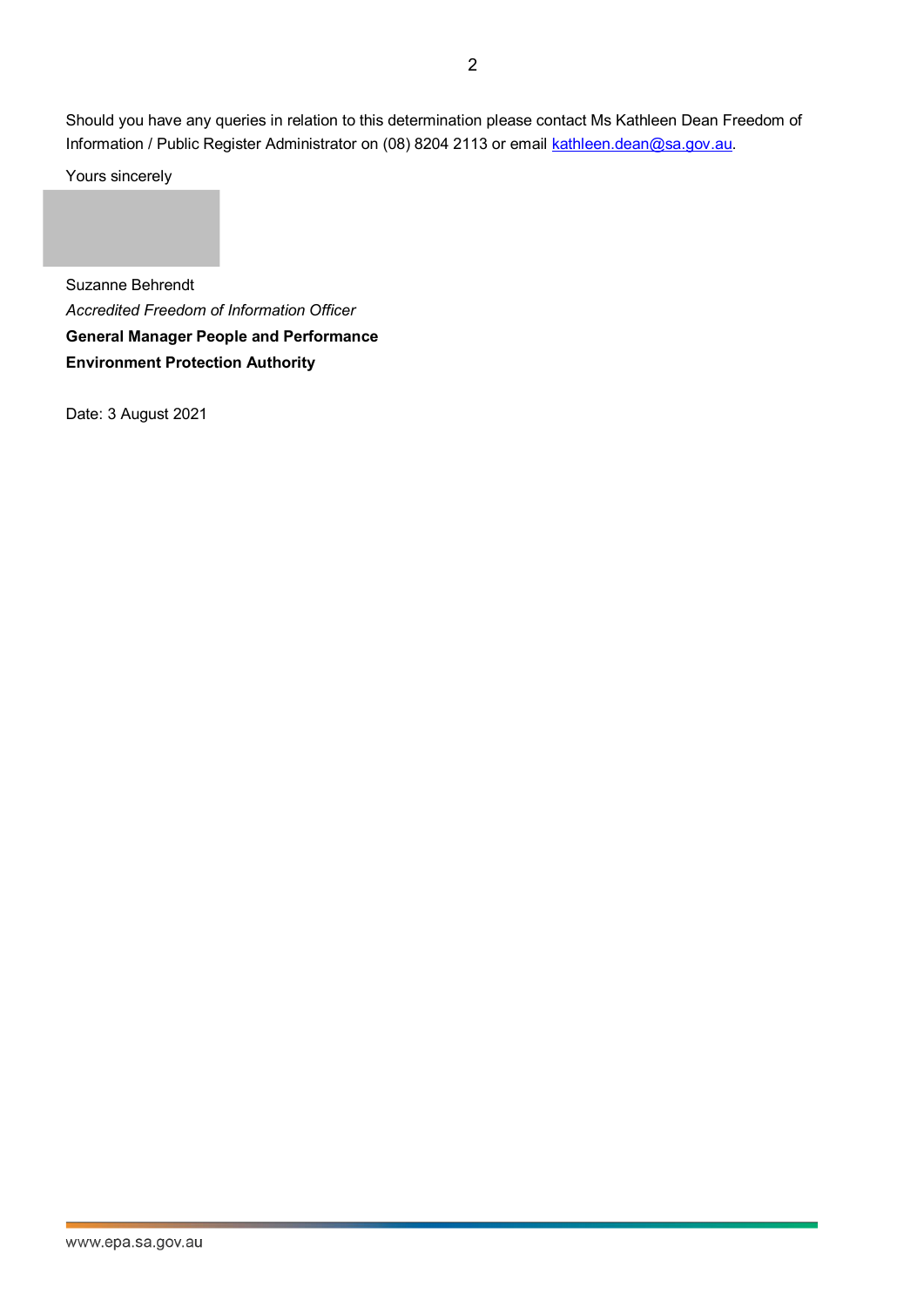Should you have any queries in relation to this determination please contact Ms Kathleen Dean Freedom of Information / Public Register Administrator on (08) 8204 2113 or email kathleen.dean@sa.gov.au.

Yours sincerely

Suzanne Behrendt
*Accredited Freedom of Information Officer*
**General Manager People and Performance**
**Environment Protection Authority**

Date: 3 August 2021